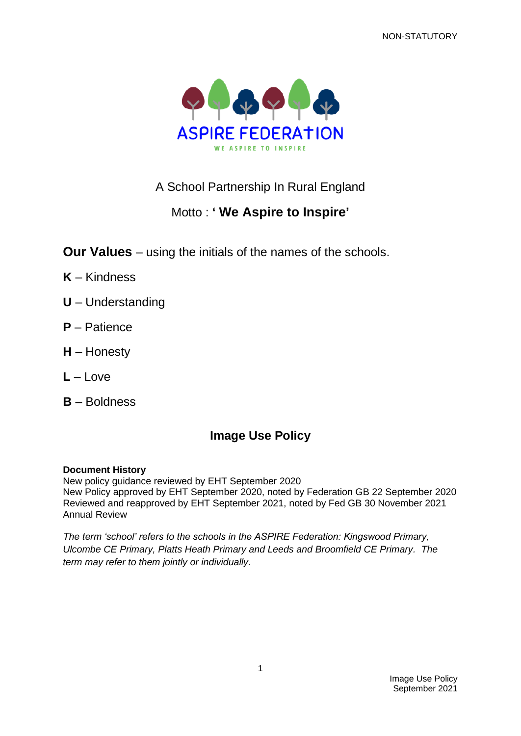NON-STATUTORY

ASPIRE FEDERATION

WE ASPIRE TO INSPIRE

A School Partnership In Rural England

Motto : **' We Aspire to Inspire'**

**Our Values** – using the initials of the names of the schools.

**K** – Kindness

**U** – Understanding

**P** – Patience

**H** – Honesty

**L** – Love

**B** – Boldness

# Image Use Policy

**Document History**
New policy guidance reviewed by EHT September 2020
New Policy approved by EHT September 2020, noted by Federation GB 22 September 2020
Reviewed and reapproved by EHT September 2021, noted by Fed GB 30 November 2021
Annual Review

*The term 'school' refers to the schools in the ASPIRE Federation: Kingswood Primary, Ulcombe CE Primary, Platts Heath Primary and Leeds and Broomfield CE Primary. The term may refer to them jointly or individually.*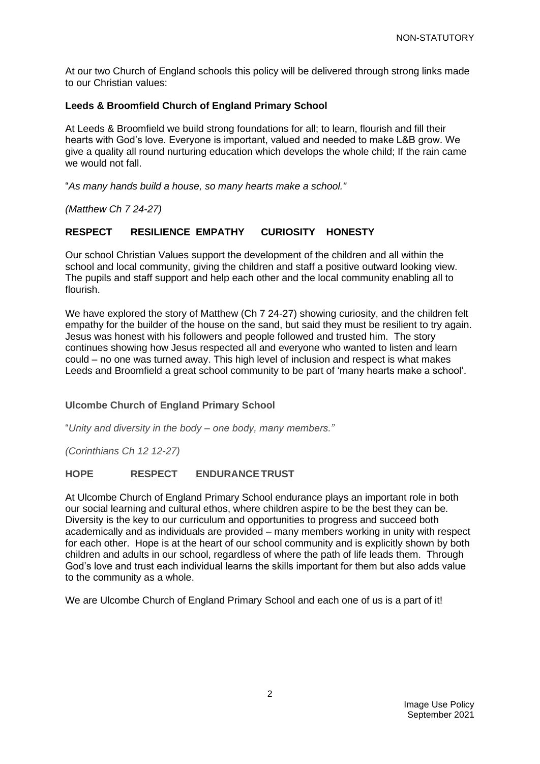At our two Church of England schools this policy will be delivered through strong links made to our Christian values:

**Leeds & Broomfield Church of England Primary School**

At Leeds & Broomfield we build strong foundations for all; to learn, flourish and fill their hearts with God's love. Everyone is important, valued and needed to make L&B grow. We give a quality all round nurturing education which develops the whole child; If the rain came we would not fall.

"*As many hands build a house, so many hearts make a school."*

*(Matthew Ch 7 24-27)*

**RESPECT RESILIENCE EMPATHY CURIOSITY HONESTY**

Our school Christian Values support the development of the children and all within the school and local community, giving the children and staff a positive outward looking view. The pupils and staff support and help each other and the local community enabling all to flourish.

We have explored the story of Matthew (Ch 7 24-27) showing curiosity, and the children felt empathy for the builder of the house on the sand, but said they must be resilient to try again. Jesus was honest with his followers and people followed and trusted him. The story continues showing how Jesus respected all and everyone who wanted to listen and learn could – no one was turned away. This high level of inclusion and respect is what makes Leeds and Broomfield a great school community to be part of 'many hearts make a school'.

**Ulcombe Church of England Primary School**

"*Unity and diversity in the body – one body, many members."*

*(Corinthians Ch 12 12-27)*

**HOPE RESPECT ENDURANCE TRUST**

At Ulcombe Church of England Primary School endurance plays an important role in both our social learning and cultural ethos, where children aspire to be the best they can be. Diversity is the key to our curriculum and opportunities to progress and succeed both academically and as individuals are provided – many members working in unity with respect for each other. Hope is at the heart of our school community and is explicitly shown by both children and adults in our school, regardless of where the path of life leads them. Through God's love and trust each individual learns the skills important for them but also adds value to the community as a whole.

We are Ulcombe Church of England Primary School and each one of us is a part of it!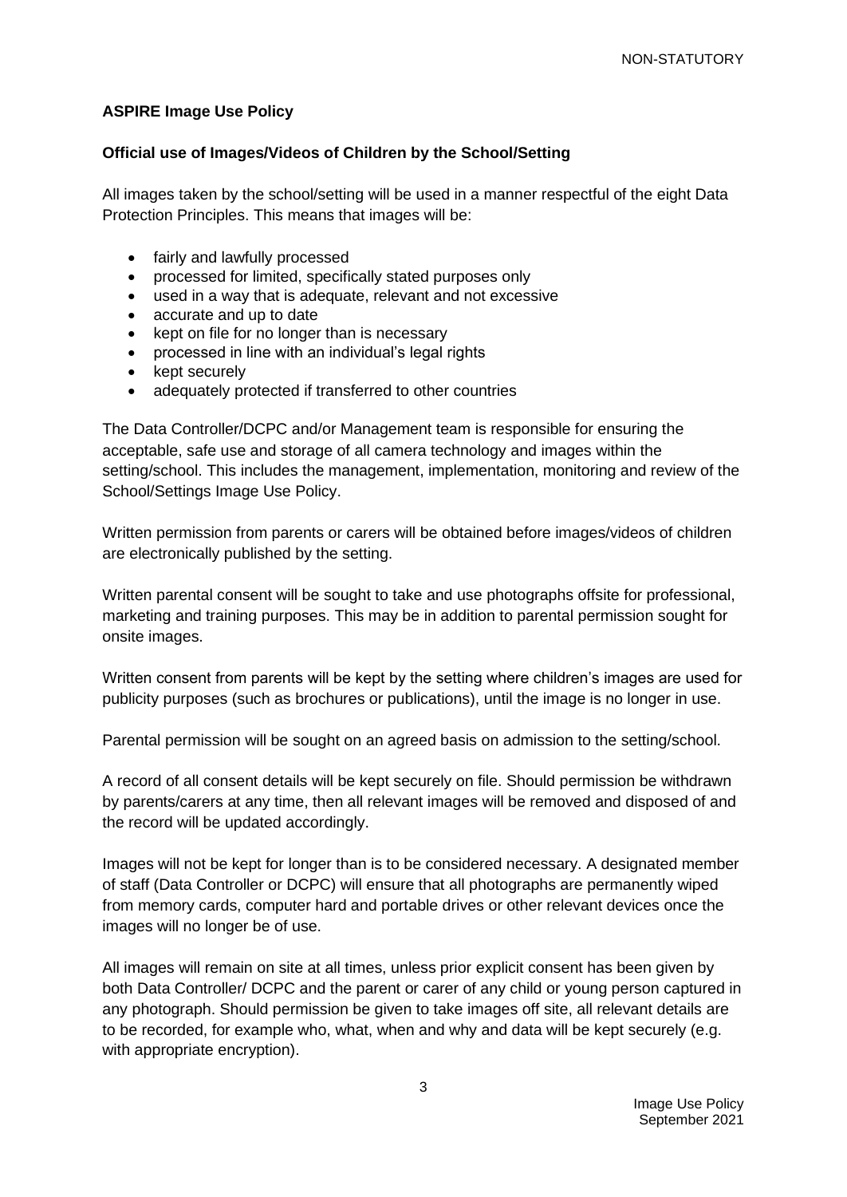**ASPIRE Image Use Policy**

**Official use of Images/Videos of Children by the School/Setting**

All images taken by the school/setting will be used in a manner respectful of the eight Data Protection Principles. This means that images will be:

- fairly and lawfully processed
- processed for limited, specifically stated purposes only
- used in a way that is adequate, relevant and not excessive
- accurate and up to date
- kept on file for no longer than is necessary
- processed in line with an individual's legal rights
- kept securely
- adequately protected if transferred to other countries

The Data Controller/DCPC and/or Management team is responsible for ensuring the acceptable, safe use and storage of all camera technology and images within the setting/school. This includes the management, implementation, monitoring and review of the School/Settings Image Use Policy.

Written permission from parents or carers will be obtained before images/videos of children are electronically published by the setting.

Written parental consent will be sought to take and use photographs offsite for professional, marketing and training purposes. This may be in addition to parental permission sought for onsite images.

Written consent from parents will be kept by the setting where children's images are used for publicity purposes (such as brochures or publications), until the image is no longer in use.

Parental permission will be sought on an agreed basis on admission to the setting/school.

A record of all consent details will be kept securely on file. Should permission be withdrawn by parents/carers at any time, then all relevant images will be removed and disposed of and the record will be updated accordingly.

Images will not be kept for longer than is to be considered necessary. A designated member of staff (Data Controller or DCPC) will ensure that all photographs are permanently wiped from memory cards, computer hard and portable drives or other relevant devices once the images will no longer be of use.

All images will remain on site at all times, unless prior explicit consent has been given by both Data Controller/ DCPC and the parent or carer of any child or young person captured in any photograph. Should permission be given to take images off site, all relevant details are to be recorded, for example who, what, when and why and data will be kept securely (e.g. with appropriate encryption).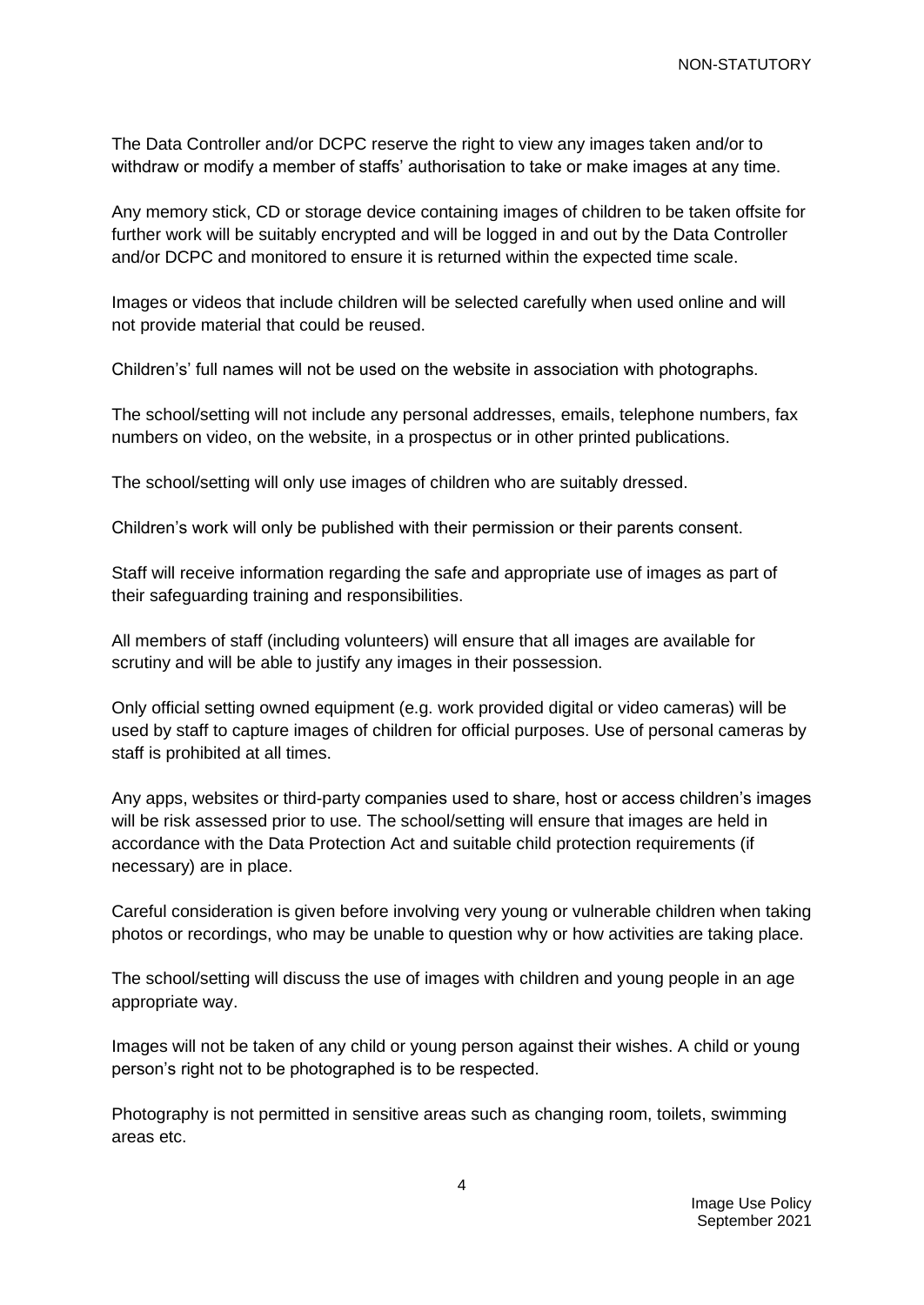The Data Controller and/or DCPC reserve the right to view any images taken and/or to withdraw or modify a member of staffs' authorisation to take or make images at any time.

Any memory stick, CD or storage device containing images of children to be taken offsite for further work will be suitably encrypted and will be logged in and out by the Data Controller and/or DCPC and monitored to ensure it is returned within the expected time scale.

Images or videos that include children will be selected carefully when used online and will not provide material that could be reused.

Children's' full names will not be used on the website in association with photographs.

The school/setting will not include any personal addresses, emails, telephone numbers, fax numbers on video, on the website, in a prospectus or in other printed publications.

The school/setting will only use images of children who are suitably dressed.

Children's work will only be published with their permission or their parents consent.

Staff will receive information regarding the safe and appropriate use of images as part of their safeguarding training and responsibilities.

All members of staff (including volunteers) will ensure that all images are available for scrutiny and will be able to justify any images in their possession.

Only official setting owned equipment (e.g. work provided digital or video cameras) will be used by staff to capture images of children for official purposes. Use of personal cameras by staff is prohibited at all times.

Any apps, websites or third-party companies used to share, host or access children's images will be risk assessed prior to use. The school/setting will ensure that images are held in accordance with the Data Protection Act and suitable child protection requirements (if necessary) are in place.

Careful consideration is given before involving very young or vulnerable children when taking photos or recordings, who may be unable to question why or how activities are taking place.

The school/setting will discuss the use of images with children and young people in an age appropriate way.

Images will not be taken of any child or young person against their wishes. A child or young person's right not to be photographed is to be respected.

Photography is not permitted in sensitive areas such as changing room, toilets, swimming areas etc.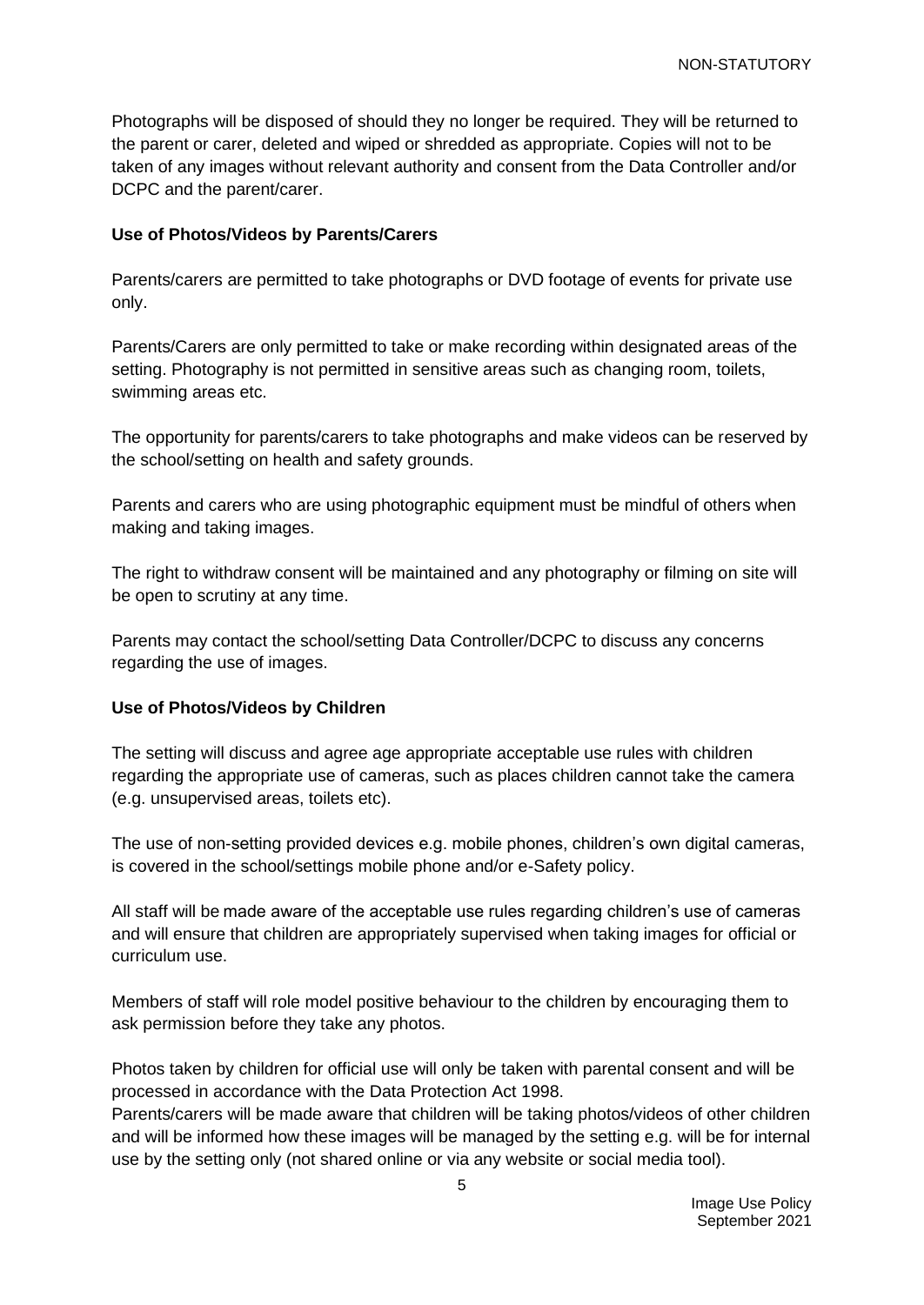Photographs will be disposed of should they no longer be required. They will be returned to the parent or carer, deleted and wiped or shredded as appropriate. Copies will not to be taken of any images without relevant authority and consent from the Data Controller and/or DCPC and the parent/carer.

**Use of Photos/Videos by Parents/Carers**

Parents/carers are permitted to take photographs or DVD footage of events for private use only.

Parents/Carers are only permitted to take or make recording within designated areas of the setting. Photography is not permitted in sensitive areas such as changing room, toilets, swimming areas etc.

The opportunity for parents/carers to take photographs and make videos can be reserved by the school/setting on health and safety grounds.

Parents and carers who are using photographic equipment must be mindful of others when making and taking images.

The right to withdraw consent will be maintained and any photography or filming on site will be open to scrutiny at any time.

Parents may contact the school/setting Data Controller/DCPC to discuss any concerns regarding the use of images.

**Use of Photos/Videos by Children**

The setting will discuss and agree age appropriate acceptable use rules with children regarding the appropriate use of cameras, such as places children cannot take the camera (e.g. unsupervised areas, toilets etc).

The use of non-setting provided devices e.g. mobile phones, children's own digital cameras, is covered in the school/settings mobile phone and/or e-Safety policy.

All staff will be made aware of the acceptable use rules regarding children's use of cameras and will ensure that children are appropriately supervised when taking images for official or curriculum use.

Members of staff will role model positive behaviour to the children by encouraging them to ask permission before they take any photos.

Photos taken by children for official use will only be taken with parental consent and will be processed in accordance with the Data Protection Act 1998.
Parents/carers will be made aware that children will be taking photos/videos of other children and will be informed how these images will be managed by the setting e.g. will be for internal use by the setting only (not shared online or via any website or social media tool).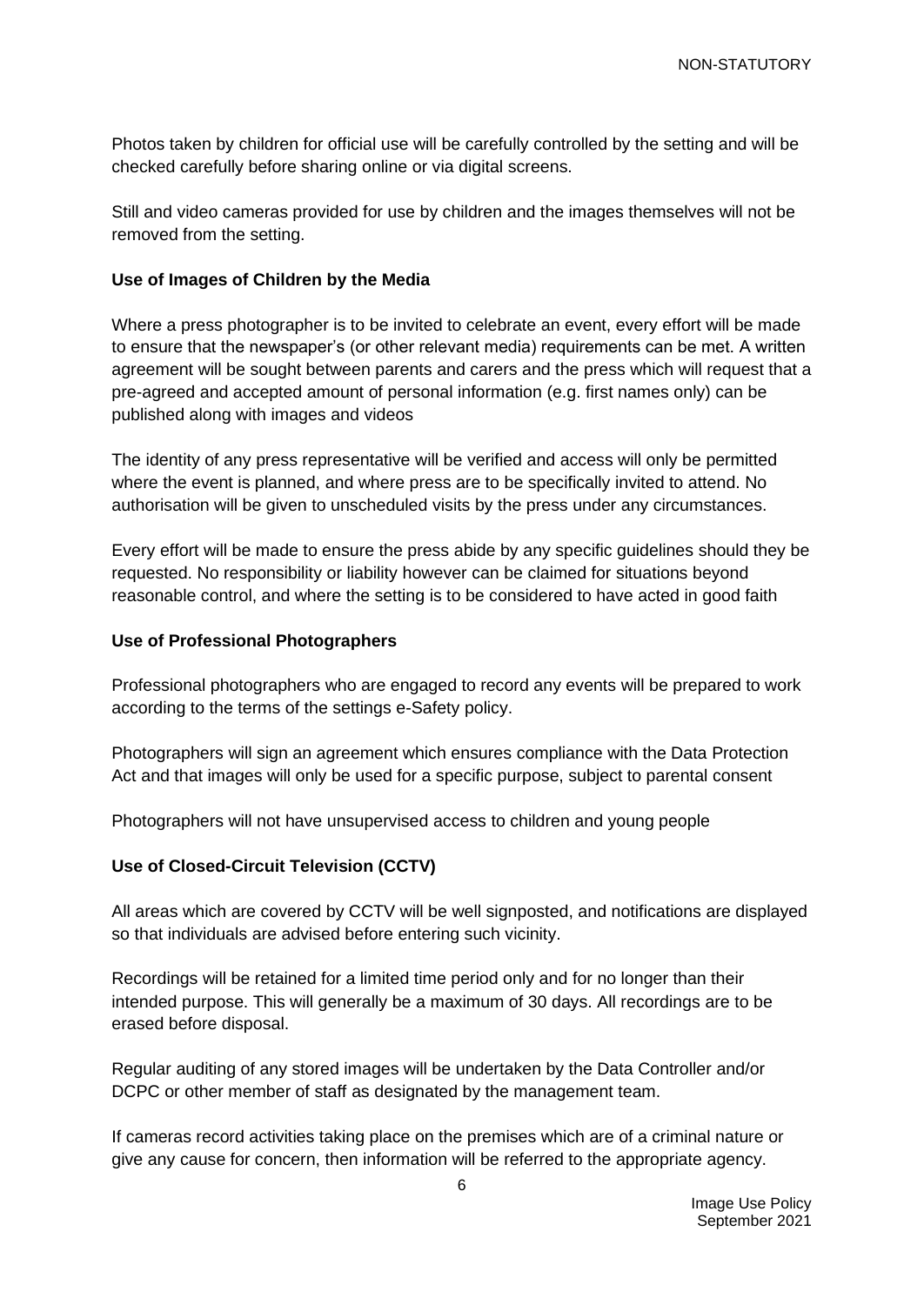Photos taken by children for official use will be carefully controlled by the setting and will be checked carefully before sharing online or via digital screens.

Still and video cameras provided for use by children and the images themselves will not be removed from the setting.

**Use of Images of Children by the Media**

Where a press photographer is to be invited to celebrate an event, every effort will be made to ensure that the newspaper's (or other relevant media) requirements can be met. A written agreement will be sought between parents and carers and the press which will request that a pre-agreed and accepted amount of personal information (e.g. first names only) can be published along with images and videos

The identity of any press representative will be verified and access will only be permitted where the event is planned, and where press are to be specifically invited to attend. No authorisation will be given to unscheduled visits by the press under any circumstances.

Every effort will be made to ensure the press abide by any specific guidelines should they be requested. No responsibility or liability however can be claimed for situations beyond reasonable control, and where the setting is to be considered to have acted in good faith

**Use of Professional Photographers**

Professional photographers who are engaged to record any events will be prepared to work according to the terms of the settings e-Safety policy.

Photographers will sign an agreement which ensures compliance with the Data Protection Act and that images will only be used for a specific purpose, subject to parental consent

Photographers will not have unsupervised access to children and young people

**Use of Closed-Circuit Television (CCTV)**

All areas which are covered by CCTV will be well signposted, and notifications are displayed so that individuals are advised before entering such vicinity.

Recordings will be retained for a limited time period only and for no longer than their intended purpose. This will generally be a maximum of 30 days. All recordings are to be erased before disposal.

Regular auditing of any stored images will be undertaken by the Data Controller and/or DCPC or other member of staff as designated by the management team.

If cameras record activities taking place on the premises which are of a criminal nature or give any cause for concern, then information will be referred to the appropriate agency.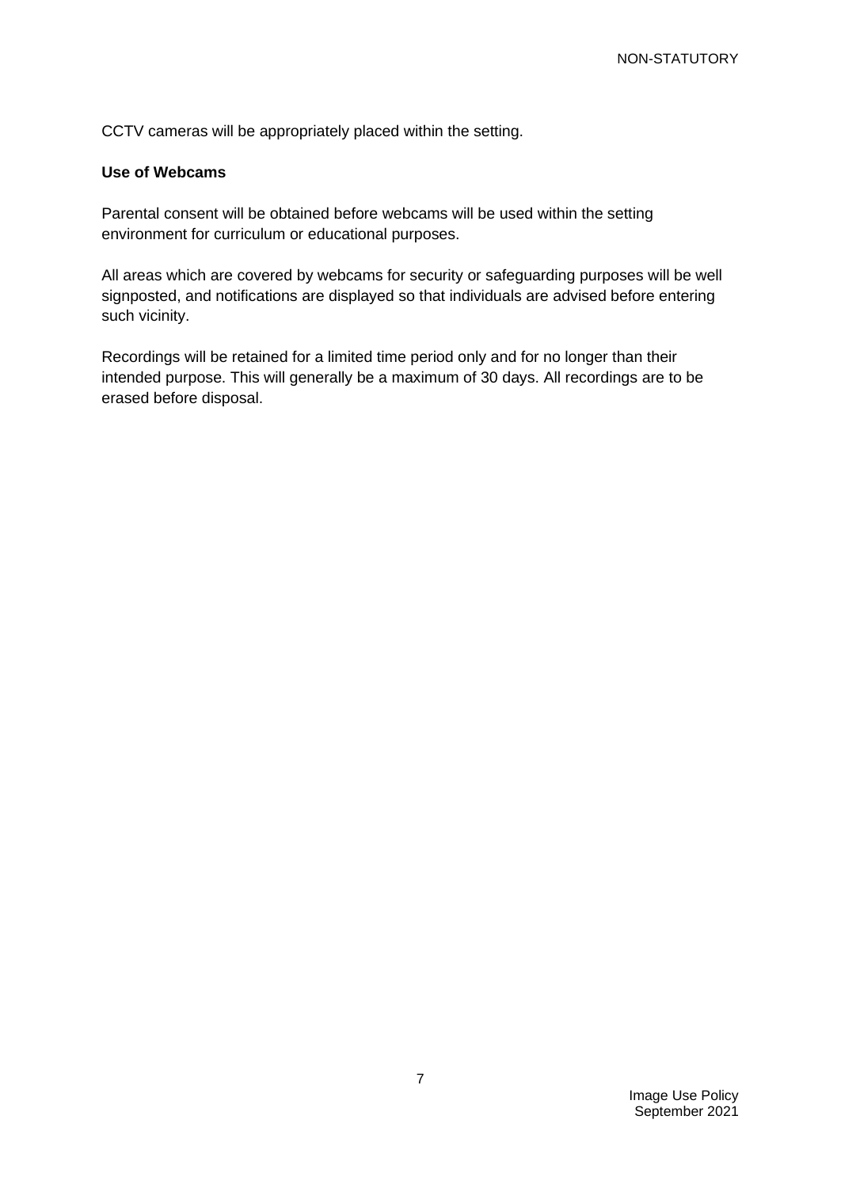CCTV cameras will be appropriately placed within the setting.

**Use of Webcams**

Parental consent will be obtained before webcams will be used within the setting environment for curriculum or educational purposes.

All areas which are covered by webcams for security or safeguarding purposes will be well signposted, and notifications are displayed so that individuals are advised before entering such vicinity.

Recordings will be retained for a limited time period only and for no longer than their intended purpose. This will generally be a maximum of 30 days. All recordings are to be erased before disposal.